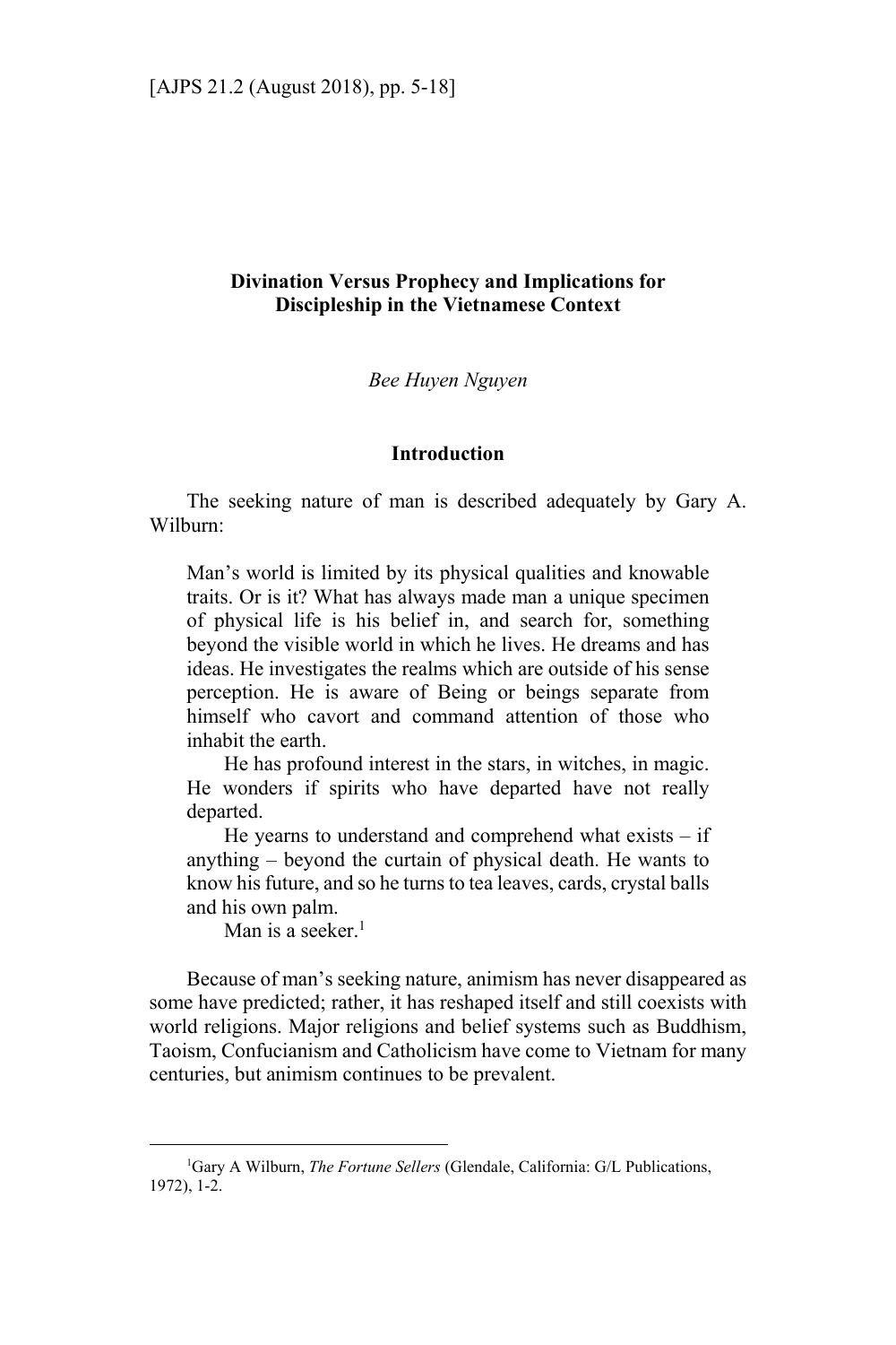# Divination Versus Prophecy and Implications for Discipleship in the Vietnamese Context

*Bee Huyen Nguyen*

## Introduction

The seeking nature of man is described adequately by Gary A. Wilburn:

> Man's world is limited by its physical qualities and knowable traits. Or is it? What has always made man a unique specimen of physical life is his belief in, and search for, something beyond the visible world in which he lives. He dreams and has ideas. He investigates the realms which are outside of his sense perception. He is aware of Being or beings separate from himself who cavort and command attention of those who inhabit the earth.
>
> He has profound interest in the stars, in witches, in magic. He wonders if spirits who have departed have not really departed.
>
> He yearns to understand and comprehend what exists – if anything – beyond the curtain of physical death. He wants to know his future, and so he turns to tea leaves, cards, crystal balls and his own palm.
>
> Man is a seeker.[1]

Because of man's seeking nature, animism has never disappeared as some have predicted; rather, it has reshaped itself and still coexists with world religions. Major religions and belief systems such as Buddhism, Taoism, Confucianism and Catholicism have come to Vietnam for many centuries, but animism continues to be prevalent.

---

[1]Gary A Wilburn, *The Fortune Sellers* (Glendale, California: G/L Publications, 1972), 1-2.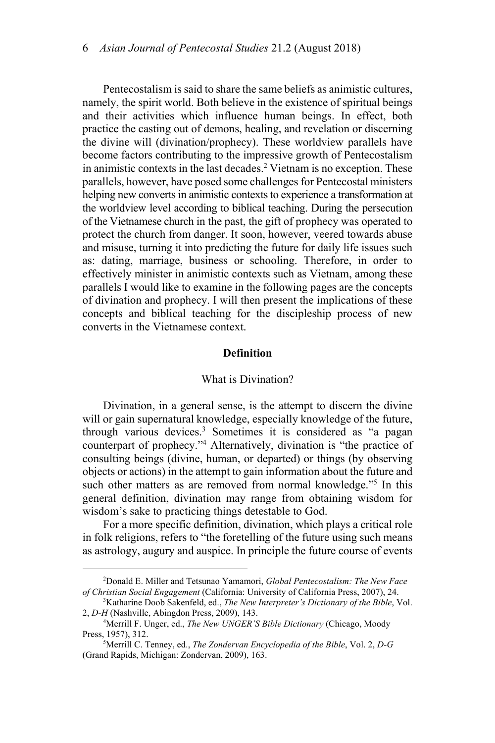Pentecostalism is said to share the same beliefs as animistic cultures, namely, the spirit world. Both believe in the existence of spiritual beings and their activities which influence human beings. In effect, both practice the casting out of demons, healing, and revelation or discerning the divine will (divination/prophecy). These worldview parallels have become factors contributing to the impressive growth of Pentecostalism in animistic contexts in the last decades.[2] Vietnam is no exception. These parallels, however, have posed some challenges for Pentecostal ministers helping new converts in animistic contexts to experience a transformation at the worldview level according to biblical teaching. During the persecution of the Vietnamese church in the past, the gift of prophecy was operated to protect the church from danger. It soon, however, veered towards abuse and misuse, turning it into predicting the future for daily life issues such as: dating, marriage, business or schooling. Therefore, in order to effectively minister in animistic contexts such as Vietnam, among these parallels I would like to examine in the following pages are the concepts of divination and prophecy. I will then present the implications of these concepts and biblical teaching for the discipleship process of new converts in the Vietnamese context.

## Definition

### What is Divination?

Divination, in a general sense, is the attempt to discern the divine will or gain supernatural knowledge, especially knowledge of the future, through various devices.[3] Sometimes it is considered as "a pagan counterpart of prophecy."[4] Alternatively, divination is "the practice of consulting beings (divine, human, or departed) or things (by observing objects or actions) in the attempt to gain information about the future and such other matters as are removed from normal knowledge."[5] In this general definition, divination may range from obtaining wisdom for wisdom's sake to practicing things detestable to God.

For a more specific definition, divination, which plays a critical role in folk religions, refers to "the foretelling of the future using such means as astrology, augury and auspice. In principle the future course of events

---

[2] Donald E. Miller and Tetsunao Yamamori, *Global Pentecostalism: The New Face of Christian Social Engagement* (California: University of California Press, 2007), 24.

[3] Katharine Doob Sakenfeld, ed., *The New Interpreter's Dictionary of the Bible*, Vol. 2, *D-H* (Nashville, Abingdon Press, 2009), 143.

[4] Merrill F. Unger, ed., *The New UNGER'S Bible Dictionary* (Chicago, Moody Press, 1957), 312.

[5] Merrill C. Tenney, ed., *The Zondervan Encyclopedia of the Bible*, Vol. 2, *D-G* (Grand Rapids, Michigan: Zondervan, 2009), 163.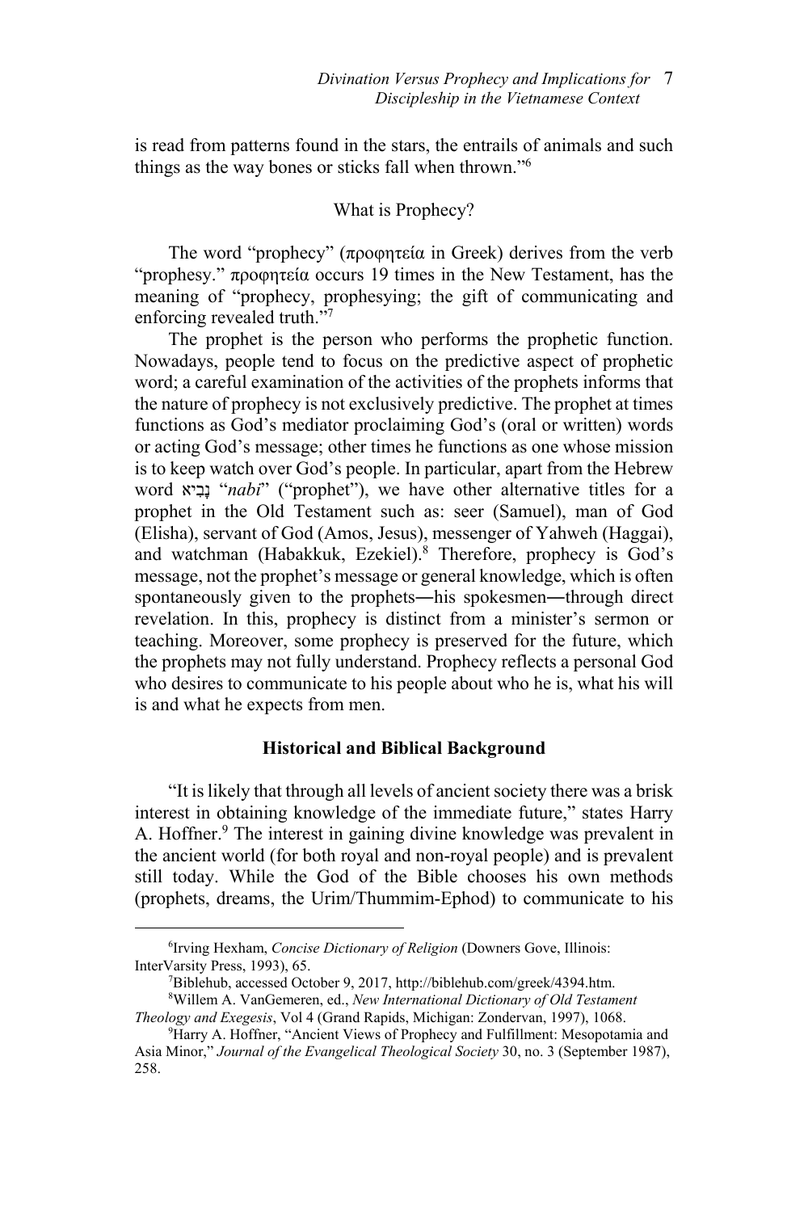is read from patterns found in the stars, the entrails of animals and such things as the way bones or sticks fall when thrown."[6]

### What is Prophecy?

The word "prophecy" (προφητεία in Greek) derives from the verb "prophesy." προφητεία occurs 19 times in the New Testament, has the meaning of "prophecy, prophesying; the gift of communicating and enforcing revealed truth."[7]

The prophet is the person who performs the prophetic function. Nowadays, people tend to focus on the predictive aspect of prophetic word; a careful examination of the activities of the prophets informs that the nature of prophecy is not exclusively predictive. The prophet at times functions as God's mediator proclaiming God's (oral or written) words or acting God's message; other times he functions as one whose mission is to keep watch over God's people. In particular, apart from the Hebrew word נָבִיא "*nabi*" ("prophet"), we have other alternative titles for a prophet in the Old Testament such as: seer (Samuel), man of God (Elisha), servant of God (Amos, Jesus), messenger of Yahweh (Haggai), and watchman (Habakkuk, Ezekiel).[8] Therefore, prophecy is God's message, not the prophet's message or general knowledge, which is often spontaneously given to the prophets―his spokesmen―through direct revelation. In this, prophecy is distinct from a minister's sermon or teaching. Moreover, some prophecy is preserved for the future, which the prophets may not fully understand. Prophecy reflects a personal God who desires to communicate to his people about who he is, what his will is and what he expects from men.

## Historical and Biblical Background

"It is likely that through all levels of ancient society there was a brisk interest in obtaining knowledge of the immediate future," states Harry A. Hoffner.[9] The interest in gaining divine knowledge was prevalent in the ancient world (for both royal and non-royal people) and is prevalent still today. While the God of the Bible chooses his own methods (prophets, dreams, the Urim/Thummim-Ephod) to communicate to his

---

[6] Irving Hexham, *Concise Dictionary of Religion* (Downers Gove, Illinois: InterVarsity Press, 1993), 65.

[7] Biblehub, accessed October 9, 2017, http://biblehub.com/greek/4394.htm.

[8] Willem A. VanGemeren, ed., *New International Dictionary of Old Testament Theology and Exegesis*, Vol 4 (Grand Rapids, Michigan: Zondervan, 1997), 1068.

[9] Harry A. Hoffner, "Ancient Views of Prophecy and Fulfillment: Mesopotamia and Asia Minor," *Journal of the Evangelical Theological Society* 30, no. 3 (September 1987), 258.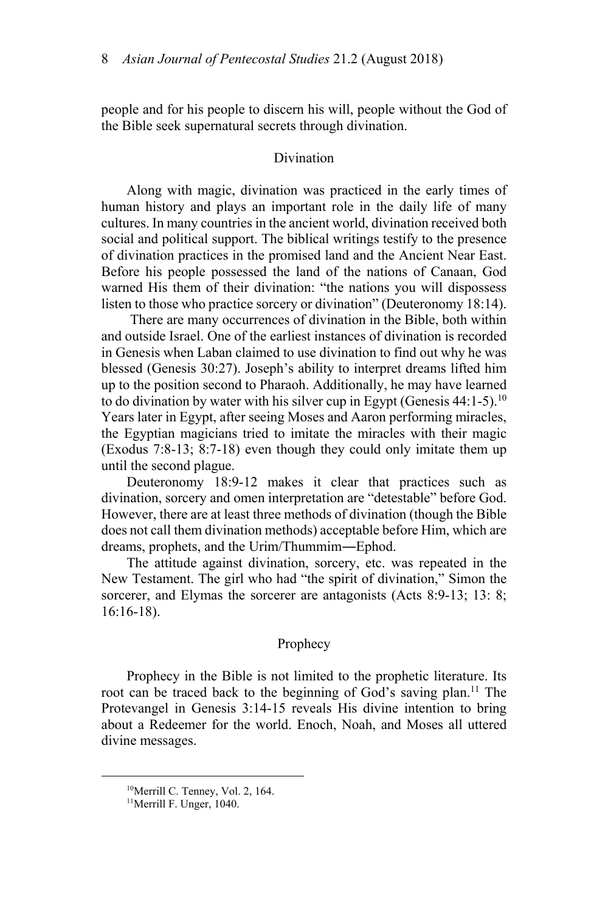people and for his people to discern his will, people without the God of the Bible seek supernatural secrets through divination.

## Divination

Along with magic, divination was practiced in the early times of human history and plays an important role in the daily life of many cultures. In many countries in the ancient world, divination received both social and political support. The biblical writings testify to the presence of divination practices in the promised land and the Ancient Near East. Before his people possessed the land of the nations of Canaan, God warned His them of their divination: "the nations you will dispossess listen to those who practice sorcery or divination" (Deuteronomy 18:14).

There are many occurrences of divination in the Bible, both within and outside Israel. One of the earliest instances of divination is recorded in Genesis when Laban claimed to use divination to find out why he was blessed (Genesis 30:27). Joseph's ability to interpret dreams lifted him up to the position second to Pharaoh. Additionally, he may have learned to do divination by water with his silver cup in Egypt (Genesis 44:1-5).[10] Years later in Egypt, after seeing Moses and Aaron performing miracles, the Egyptian magicians tried to imitate the miracles with their magic (Exodus 7:8-13; 8:7-18) even though they could only imitate them up until the second plague.

Deuteronomy 18:9-12 makes it clear that practices such as divination, sorcery and omen interpretation are "detestable" before God. However, there are at least three methods of divination (though the Bible does not call them divination methods) acceptable before Him, which are dreams, prophets, and the Urim/Thummim―Ephod.

The attitude against divination, sorcery, etc. was repeated in the New Testament. The girl who had "the spirit of divination," Simon the sorcerer, and Elymas the sorcerer are antagonists (Acts 8:9-13; 13: 8; 16:16-18).

## Prophecy

Prophecy in the Bible is not limited to the prophetic literature. Its root can be traced back to the beginning of God's saving plan.[11] The Protevangel in Genesis 3:14-15 reveals His divine intention to bring about a Redeemer for the world. Enoch, Noah, and Moses all uttered divine messages.

---

[10]Merrill C. Tenney, Vol. 2, 164.

[11]Merrill F. Unger, 1040.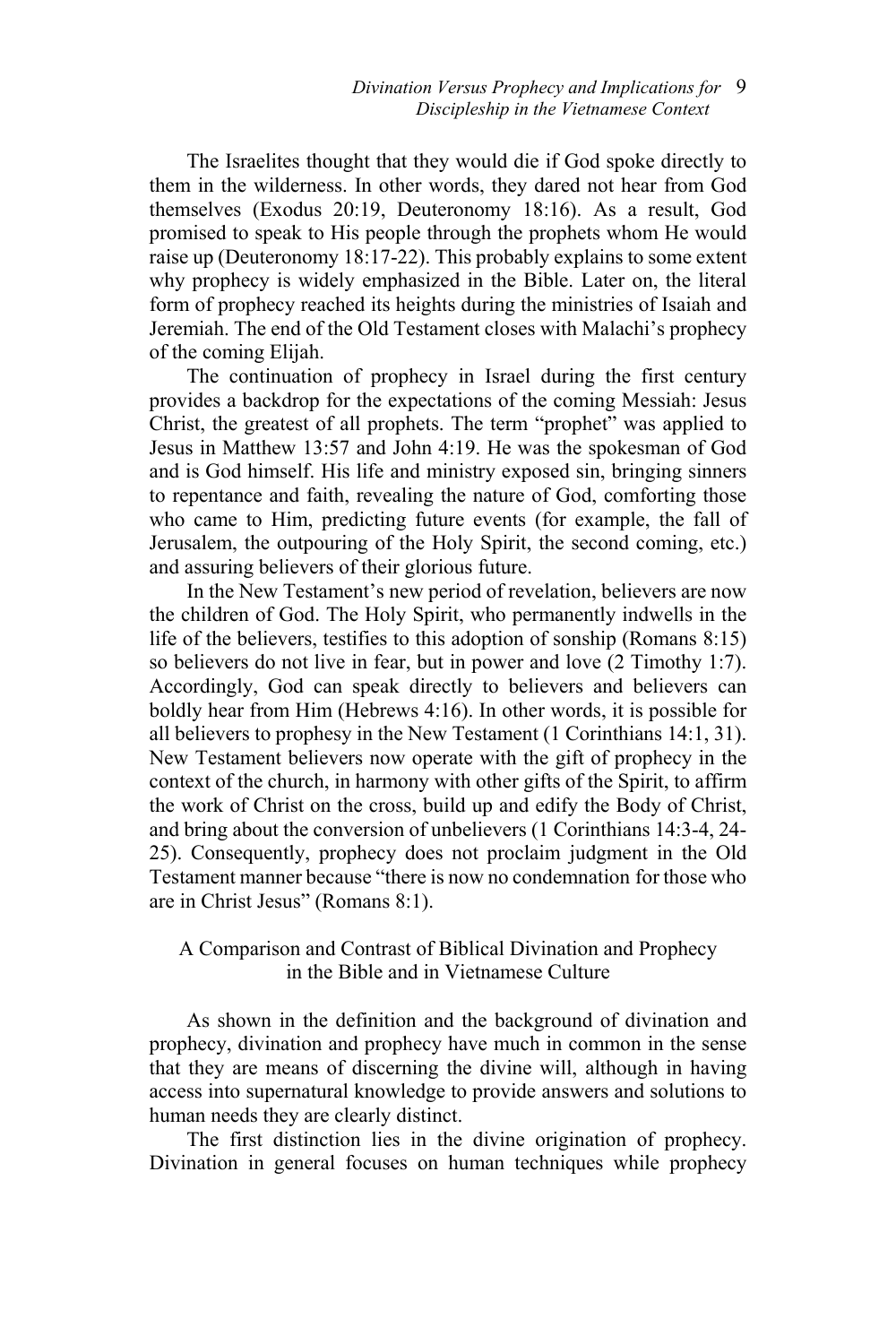The Israelites thought that they would die if God spoke directly to them in the wilderness. In other words, they dared not hear from God themselves (Exodus 20:19, Deuteronomy 18:16). As a result, God promised to speak to His people through the prophets whom He would raise up (Deuteronomy 18:17-22). This probably explains to some extent why prophecy is widely emphasized in the Bible. Later on, the literal form of prophecy reached its heights during the ministries of Isaiah and Jeremiah. The end of the Old Testament closes with Malachi's prophecy of the coming Elijah.

The continuation of prophecy in Israel during the first century provides a backdrop for the expectations of the coming Messiah: Jesus Christ, the greatest of all prophets. The term "prophet" was applied to Jesus in Matthew 13:57 and John 4:19. He was the spokesman of God and is God himself. His life and ministry exposed sin, bringing sinners to repentance and faith, revealing the nature of God, comforting those who came to Him, predicting future events (for example, the fall of Jerusalem, the outpouring of the Holy Spirit, the second coming, etc.) and assuring believers of their glorious future.

In the New Testament's new period of revelation, believers are now the children of God. The Holy Spirit, who permanently indwells in the life of the believers, testifies to this adoption of sonship (Romans 8:15) so believers do not live in fear, but in power and love (2 Timothy 1:7). Accordingly, God can speak directly to believers and believers can boldly hear from Him (Hebrews 4:16). In other words, it is possible for all believers to prophesy in the New Testament (1 Corinthians 14:1, 31). New Testament believers now operate with the gift of prophecy in the context of the church, in harmony with other gifts of the Spirit, to affirm the work of Christ on the cross, build up and edify the Body of Christ, and bring about the conversion of unbelievers (1 Corinthians 14:3-4, 24-25). Consequently, prophecy does not proclaim judgment in the Old Testament manner because "there is now no condemnation for those who are in Christ Jesus" (Romans 8:1).

## A Comparison and Contrast of Biblical Divination and Prophecy in the Bible and in Vietnamese Culture

As shown in the definition and the background of divination and prophecy, divination and prophecy have much in common in the sense that they are means of discerning the divine will, although in having access into supernatural knowledge to provide answers and solutions to human needs they are clearly distinct.

The first distinction lies in the divine origination of prophecy. Divination in general focuses on human techniques while prophecy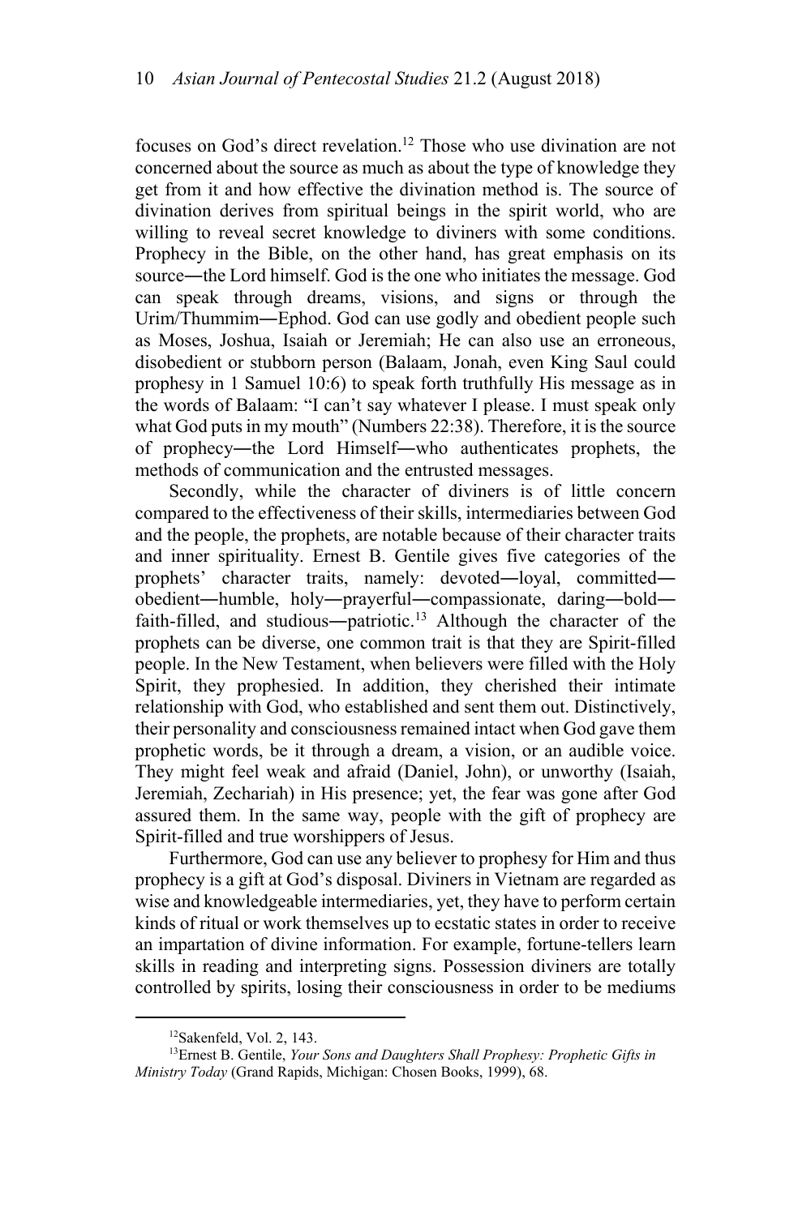focuses on God's direct revelation.[12] Those who use divination are not concerned about the source as much as about the type of knowledge they get from it and how effective the divination method is. The source of divination derives from spiritual beings in the spirit world, who are willing to reveal secret knowledge to diviners with some conditions. Prophecy in the Bible, on the other hand, has great emphasis on its source―the Lord himself. God is the one who initiates the message. God can speak through dreams, visions, and signs or through the Urim/Thummim―Ephod. God can use godly and obedient people such as Moses, Joshua, Isaiah or Jeremiah; He can also use an erroneous, disobedient or stubborn person (Balaam, Jonah, even King Saul could prophesy in 1 Samuel 10:6) to speak forth truthfully His message as in the words of Balaam: "I can't say whatever I please. I must speak only what God puts in my mouth" (Numbers 22:38). Therefore, it is the source of prophecy―the Lord Himself―who authenticates prophets, the methods of communication and the entrusted messages.

Secondly, while the character of diviners is of little concern compared to the effectiveness of their skills, intermediaries between God and the people, the prophets, are notable because of their character traits and inner spirituality. Ernest B. Gentile gives five categories of the prophets' character traits, namely: devoted―loyal, committed―obedient―humble, holy―prayerful―compassionate, daring―bold―faith-filled, and studious―patriotic.[13] Although the character of the prophets can be diverse, one common trait is that they are Spirit-filled people. In the New Testament, when believers were filled with the Holy Spirit, they prophesied. In addition, they cherished their intimate relationship with God, who established and sent them out. Distinctively, their personality and consciousness remained intact when God gave them prophetic words, be it through a dream, a vision, or an audible voice. They might feel weak and afraid (Daniel, John), or unworthy (Isaiah, Jeremiah, Zechariah) in His presence; yet, the fear was gone after God assured them. In the same way, people with the gift of prophecy are Spirit-filled and true worshippers of Jesus.

Furthermore, God can use any believer to prophesy for Him and thus prophecy is a gift at God's disposal. Diviners in Vietnam are regarded as wise and knowledgeable intermediaries, yet, they have to perform certain kinds of ritual or work themselves up to ecstatic states in order to receive an impartation of divine information. For example, fortune-tellers learn skills in reading and interpreting signs. Possession diviners are totally controlled by spirits, losing their consciousness in order to be mediums

---

[12] Sakenfeld, Vol. 2, 143.

[13] Ernest B. Gentile, *Your Sons and Daughters Shall Prophesy: Prophetic Gifts in Ministry Today* (Grand Rapids, Michigan: Chosen Books, 1999), 68.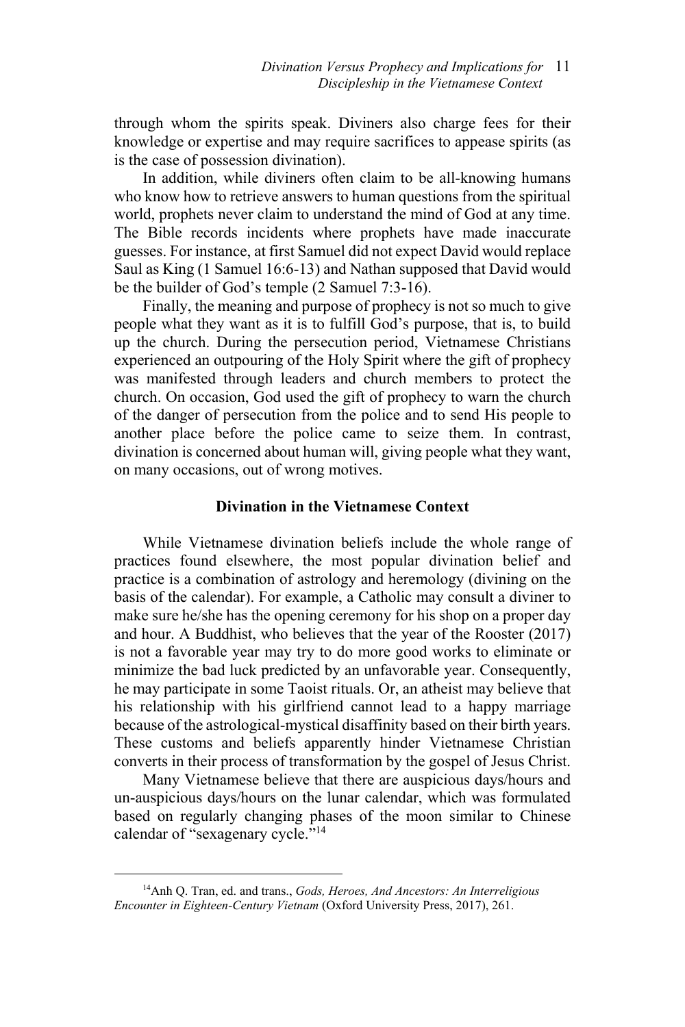through whom the spirits speak. Diviners also charge fees for their knowledge or expertise and may require sacrifices to appease spirits (as is the case of possession divination).

In addition, while diviners often claim to be all-knowing humans who know how to retrieve answers to human questions from the spiritual world, prophets never claim to understand the mind of God at any time. The Bible records incidents where prophets have made inaccurate guesses. For instance, at first Samuel did not expect David would replace Saul as King (1 Samuel 16:6-13) and Nathan supposed that David would be the builder of God's temple (2 Samuel 7:3-16).

Finally, the meaning and purpose of prophecy is not so much to give people what they want as it is to fulfill God's purpose, that is, to build up the church. During the persecution period, Vietnamese Christians experienced an outpouring of the Holy Spirit where the gift of prophecy was manifested through leaders and church members to protect the church. On occasion, God used the gift of prophecy to warn the church of the danger of persecution from the police and to send His people to another place before the police came to seize them. In contrast, divination is concerned about human will, giving people what they want, on many occasions, out of wrong motives.

## Divination in the Vietnamese Context

While Vietnamese divination beliefs include the whole range of practices found elsewhere, the most popular divination belief and practice is a combination of astrology and heremology (divining on the basis of the calendar). For example, a Catholic may consult a diviner to make sure he/she has the opening ceremony for his shop on a proper day and hour. A Buddhist, who believes that the year of the Rooster (2017) is not a favorable year may try to do more good works to eliminate or minimize the bad luck predicted by an unfavorable year. Consequently, he may participate in some Taoist rituals. Or, an atheist may believe that his relationship with his girlfriend cannot lead to a happy marriage because of the astrological-mystical disaffinity based on their birth years. These customs and beliefs apparently hinder Vietnamese Christian converts in their process of transformation by the gospel of Jesus Christ.

Many Vietnamese believe that there are auspicious days/hours and un-auspicious days/hours on the lunar calendar, which was formulated based on regularly changing phases of the moon similar to Chinese calendar of "sexagenary cycle."[14]

---

[14]Anh Q. Tran, ed. and trans., *Gods, Heroes, And Ancestors: An Interreligious Encounter in Eighteen-Century Vietnam* (Oxford University Press, 2017), 261.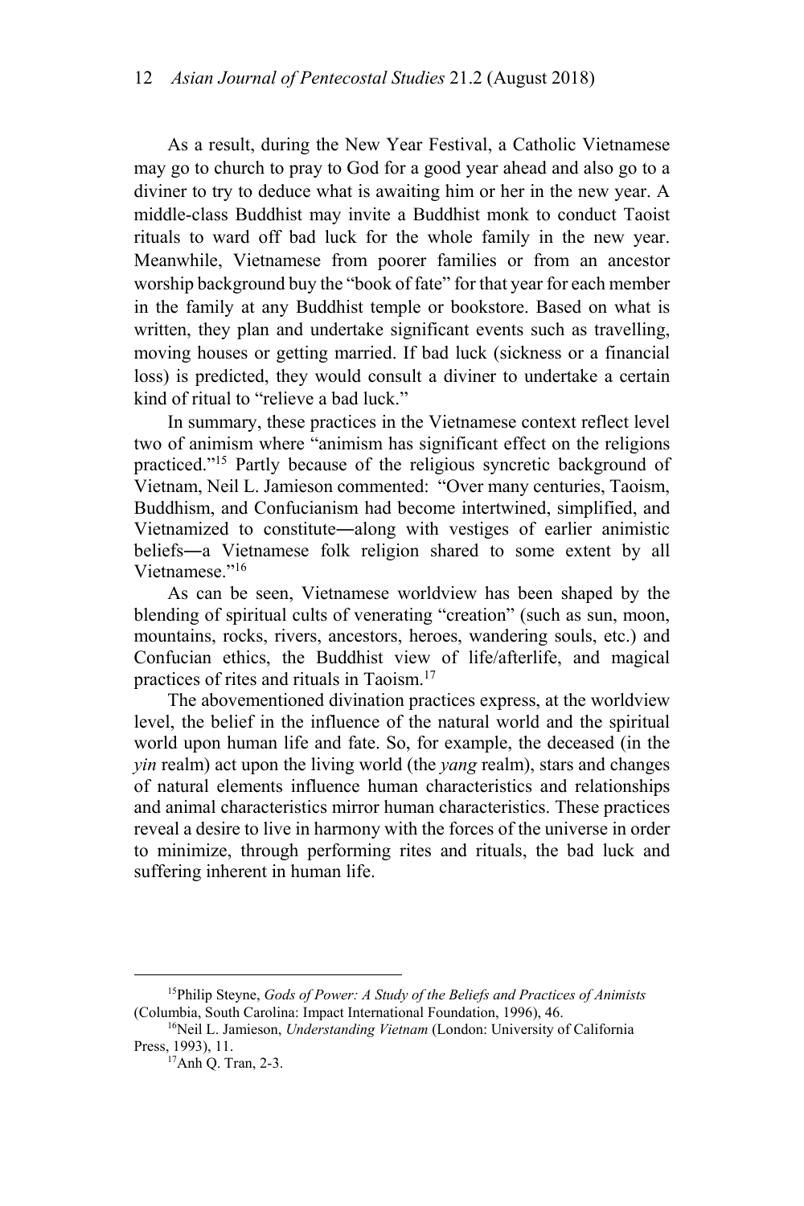As a result, during the New Year Festival, a Catholic Vietnamese may go to church to pray to God for a good year ahead and also go to a diviner to try to deduce what is awaiting him or her in the new year. A middle-class Buddhist may invite a Buddhist monk to conduct Taoist rituals to ward off bad luck for the whole family in the new year. Meanwhile, Vietnamese from poorer families or from an ancestor worship background buy the "book of fate" for that year for each member in the family at any Buddhist temple or bookstore. Based on what is written, they plan and undertake significant events such as travelling, moving houses or getting married. If bad luck (sickness or a financial loss) is predicted, they would consult a diviner to undertake a certain kind of ritual to "relieve a bad luck."

In summary, these practices in the Vietnamese context reflect level two of animism where "animism has significant effect on the religions practiced."[15] Partly because of the religious syncretic background of Vietnam, Neil L. Jamieson commented: "Over many centuries, Taoism, Buddhism, and Confucianism had become intertwined, simplified, and Vietnamized to constitute―along with vestiges of earlier animistic beliefs―a Vietnamese folk religion shared to some extent by all Vietnamese."[16]

As can be seen, Vietnamese worldview has been shaped by the blending of spiritual cults of venerating "creation" (such as sun, moon, mountains, rocks, rivers, ancestors, heroes, wandering souls, etc.) and Confucian ethics, the Buddhist view of life/afterlife, and magical practices of rites and rituals in Taoism.[17]

The abovementioned divination practices express, at the worldview level, the belief in the influence of the natural world and the spiritual world upon human life and fate. So, for example, the deceased (in the *yin* realm) act upon the living world (the *yang* realm), stars and changes of natural elements influence human characteristics and relationships and animal characteristics mirror human characteristics. These practices reveal a desire to live in harmony with the forces of the universe in order to minimize, through performing rites and rituals, the bad luck and suffering inherent in human life.

---

[15]Philip Steyne, *Gods of Power: A Study of the Beliefs and Practices of Animists* (Columbia, South Carolina: Impact International Foundation, 1996), 46.

[16]Neil L. Jamieson, *Understanding Vietnam* (London: University of California Press, 1993), 11.

[17]Anh Q. Tran, 2-3.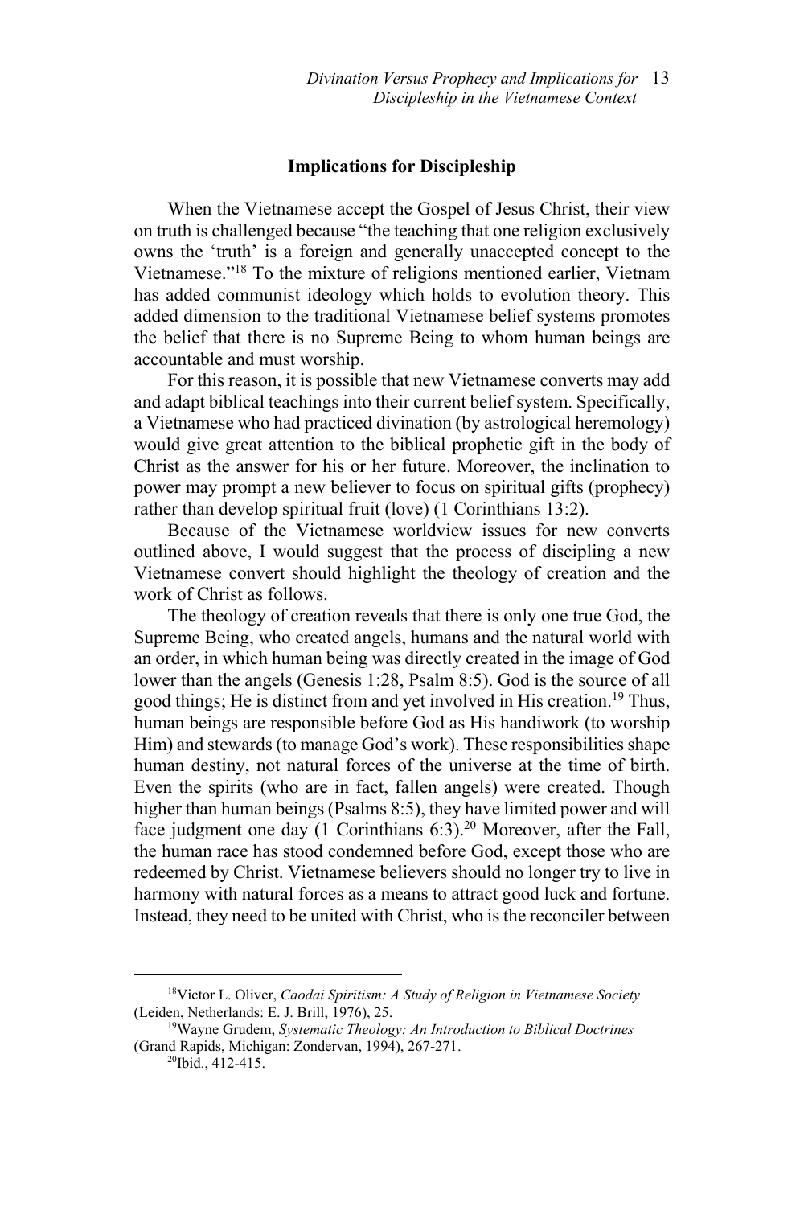## Implications for Discipleship

When the Vietnamese accept the Gospel of Jesus Christ, their view on truth is challenged because "the teaching that one religion exclusively owns the 'truth' is a foreign and generally unaccepted concept to the Vietnamese."[18] To the mixture of religions mentioned earlier, Vietnam has added communist ideology which holds to evolution theory. This added dimension to the traditional Vietnamese belief systems promotes the belief that there is no Supreme Being to whom human beings are accountable and must worship.

For this reason, it is possible that new Vietnamese converts may add and adapt biblical teachings into their current belief system. Specifically, a Vietnamese who had practiced divination (by astrological heremology) would give great attention to the biblical prophetic gift in the body of Christ as the answer for his or her future. Moreover, the inclination to power may prompt a new believer to focus on spiritual gifts (prophecy) rather than develop spiritual fruit (love) (1 Corinthians 13:2).

Because of the Vietnamese worldview issues for new converts outlined above, I would suggest that the process of discipling a new Vietnamese convert should highlight the theology of creation and the work of Christ as follows.

The theology of creation reveals that there is only one true God, the Supreme Being, who created angels, humans and the natural world with an order, in which human being was directly created in the image of God lower than the angels (Genesis 1:28, Psalm 8:5). God is the source of all good things; He is distinct from and yet involved in His creation.[19] Thus, human beings are responsible before God as His handiwork (to worship Him) and stewards (to manage God's work). These responsibilities shape human destiny, not natural forces of the universe at the time of birth. Even the spirits (who are in fact, fallen angels) were created. Though higher than human beings (Psalms 8:5), they have limited power and will face judgment one day (1 Corinthians 6:3).[20] Moreover, after the Fall, the human race has stood condemned before God, except those who are redeemed by Christ. Vietnamese believers should no longer try to live in harmony with natural forces as a means to attract good luck and fortune. Instead, they need to be united with Christ, who is the reconciler between

---

[18] Victor L. Oliver, *Caodai Spiritism: A Study of Religion in Vietnamese Society* (Leiden, Netherlands: E. J. Brill, 1976), 25.

[19] Wayne Grudem, *Systematic Theology: An Introduction to Biblical Doctrines* (Grand Rapids, Michigan: Zondervan, 1994), 267-271.

[20] Ibid., 412-415.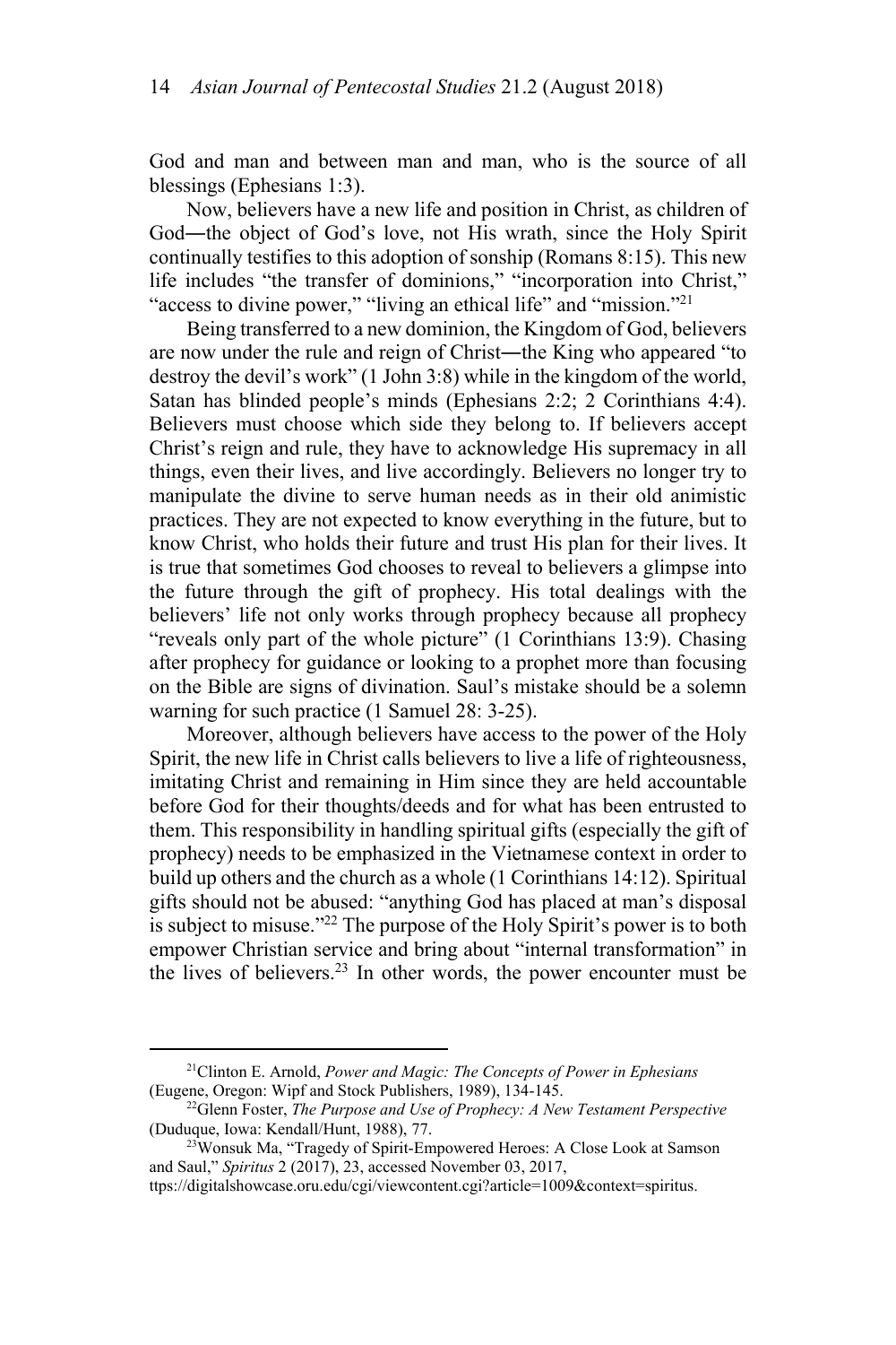God and man and between man and man, who is the source of all blessings (Ephesians 1:3).

Now, believers have a new life and position in Christ, as children of God―the object of God's love, not His wrath, since the Holy Spirit continually testifies to this adoption of sonship (Romans 8:15). This new life includes "the transfer of dominions," "incorporation into Christ," "access to divine power," "living an ethical life" and "mission."[21]

Being transferred to a new dominion, the Kingdom of God, believers are now under the rule and reign of Christ―the King who appeared "to destroy the devil's work" (1 John 3:8) while in the kingdom of the world, Satan has blinded people's minds (Ephesians 2:2; 2 Corinthians 4:4). Believers must choose which side they belong to. If believers accept Christ's reign and rule, they have to acknowledge His supremacy in all things, even their lives, and live accordingly. Believers no longer try to manipulate the divine to serve human needs as in their old animistic practices. They are not expected to know everything in the future, but to know Christ, who holds their future and trust His plan for their lives. It is true that sometimes God chooses to reveal to believers a glimpse into the future through the gift of prophecy. His total dealings with the believers' life not only works through prophecy because all prophecy "reveals only part of the whole picture" (1 Corinthians 13:9). Chasing after prophecy for guidance or looking to a prophet more than focusing on the Bible are signs of divination. Saul's mistake should be a solemn warning for such practice (1 Samuel 28: 3-25).

Moreover, although believers have access to the power of the Holy Spirit, the new life in Christ calls believers to live a life of righteousness, imitating Christ and remaining in Him since they are held accountable before God for their thoughts/deeds and for what has been entrusted to them. This responsibility in handling spiritual gifts (especially the gift of prophecy) needs to be emphasized in the Vietnamese context in order to build up others and the church as a whole (1 Corinthians 14:12). Spiritual gifts should not be abused: "anything God has placed at man's disposal is subject to misuse."[22] The purpose of the Holy Spirit's power is to both empower Christian service and bring about "internal transformation" in the lives of believers.[23] In other words, the power encounter must be

---

[21] Clinton E. Arnold, *Power and Magic: The Concepts of Power in Ephesians* (Eugene, Oregon: Wipf and Stock Publishers, 1989), 134-145.

[22] Glenn Foster, *The Purpose and Use of Prophecy: A New Testament Perspective* (Duduque, Iowa: Kendall/Hunt, 1988), 77.

[23] Wonsuk Ma, "Tragedy of Spirit-Empowered Heroes: A Close Look at Samson and Saul," *Spiritus* 2 (2017), 23, accessed November 03, 2017, ttps://digitalshowcase.oru.edu/cgi/viewcontent.cgi?article=1009&context=spiritus.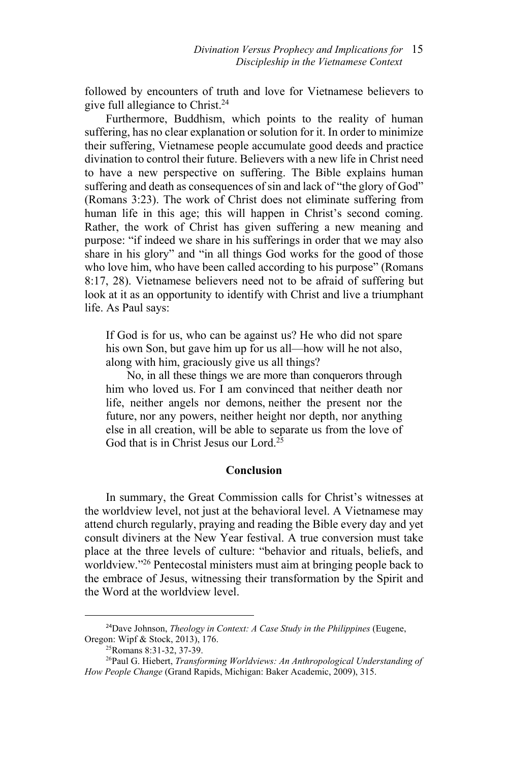followed by encounters of truth and love for Vietnamese believers to give full allegiance to Christ.[24]

Furthermore, Buddhism, which points to the reality of human suffering, has no clear explanation or solution for it. In order to minimize their suffering, Vietnamese people accumulate good deeds and practice divination to control their future. Believers with a new life in Christ need to have a new perspective on suffering. The Bible explains human suffering and death as consequences of sin and lack of "the glory of God" (Romans 3:23). The work of Christ does not eliminate suffering from human life in this age; this will happen in Christ's second coming. Rather, the work of Christ has given suffering a new meaning and purpose: "if indeed we share in his sufferings in order that we may also share in his glory" and "in all things God works for the good of those who love him, who have been called according to his purpose" (Romans 8:17, 28). Vietnamese believers need not to be afraid of suffering but look at it as an opportunity to identify with Christ and live a triumphant life. As Paul says:

> If God is for us, who can be against us? He who did not spare his own Son, but gave him up for us all—how will he not also, along with him, graciously give us all things?
>
> No, in all these things we are more than conquerors through him who loved us. For I am convinced that neither death nor life, neither angels nor demons, neither the present nor the future, nor any powers, neither height nor depth, nor anything else in all creation, will be able to separate us from the love of God that is in Christ Jesus our Lord.[25]

## Conclusion

In summary, the Great Commission calls for Christ's witnesses at the worldview level, not just at the behavioral level. A Vietnamese may attend church regularly, praying and reading the Bible every day and yet consult diviners at the New Year festival. A true conversion must take place at the three levels of culture: "behavior and rituals, beliefs, and worldview."[26] Pentecostal ministers must aim at bringing people back to the embrace of Jesus, witnessing their transformation by the Spirit and the Word at the worldview level.

---

[24]Dave Johnson, *Theology in Context: A Case Study in the Philippines* (Eugene, Oregon: Wipf & Stock, 2013), 176.

[25]Romans 8:31-32, 37-39.

[26]Paul G. Hiebert, *Transforming Worldviews: An Anthropological Understanding of How People Change* (Grand Rapids, Michigan: Baker Academic, 2009), 315.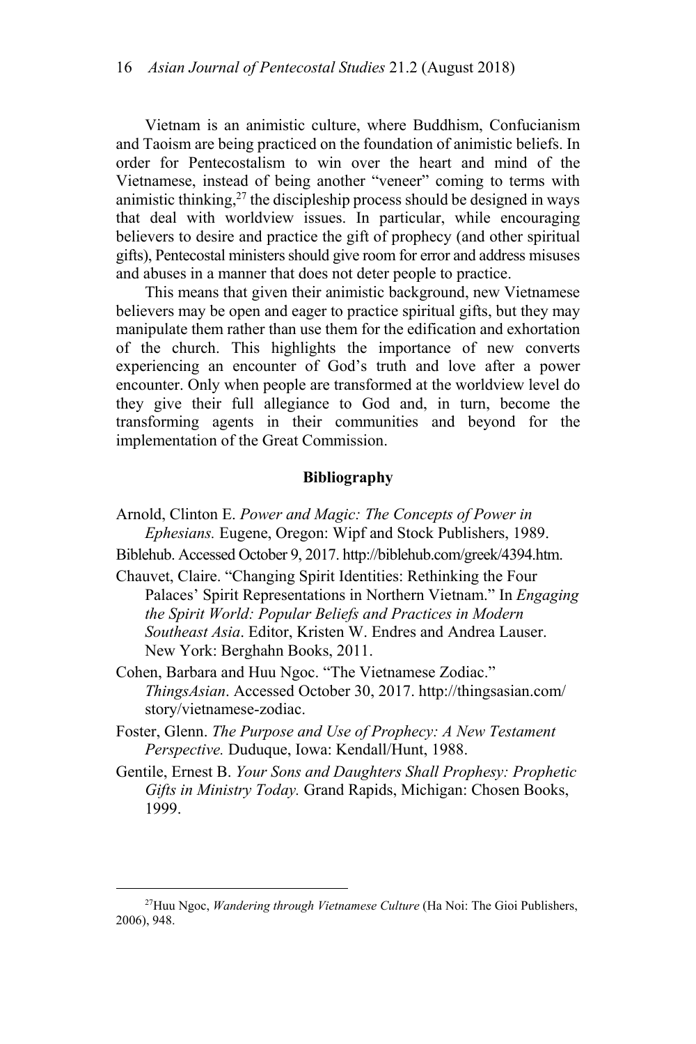Vietnam is an animistic culture, where Buddhism, Confucianism and Taoism are being practiced on the foundation of animistic beliefs. In order for Pentecostalism to win over the heart and mind of the Vietnamese, instead of being another "veneer" coming to terms with animistic thinking,[27] the discipleship process should be designed in ways that deal with worldview issues. In particular, while encouraging believers to desire and practice the gift of prophecy (and other spiritual gifts), Pentecostal ministers should give room for error and address misuses and abuses in a manner that does not deter people to practice.

This means that given their animistic background, new Vietnamese believers may be open and eager to practice spiritual gifts, but they may manipulate them rather than use them for the edification and exhortation of the church. This highlights the importance of new converts experiencing an encounter of God's truth and love after a power encounter. Only when people are transformed at the worldview level do they give their full allegiance to God and, in turn, become the transforming agents in their communities and beyond for the implementation of the Great Commission.

## Bibliography

Arnold, Clinton E. *Power and Magic: The Concepts of Power in Ephesians.* Eugene, Oregon: Wipf and Stock Publishers, 1989.

Biblehub. Accessed October 9, 2017. http://biblehub.com/greek/4394.htm.

Chauvet, Claire. "Changing Spirit Identities: Rethinking the Four Palaces' Spirit Representations in Northern Vietnam." In *Engaging the Spirit World: Popular Beliefs and Practices in Modern Southeast Asia*. Editor, Kristen W. Endres and Andrea Lauser. New York: Berghahn Books, 2011.

Cohen, Barbara and Huu Ngoc. "The Vietnamese Zodiac." *ThingsAsian*. Accessed October 30, 2017. http://thingsasian.com/story/vietnamese-zodiac.

Foster, Glenn. *The Purpose and Use of Prophecy: A New Testament Perspective.* Duduque, Iowa: Kendall/Hunt, 1988.

Gentile, Ernest B. *Your Sons and Daughters Shall Prophesy: Prophetic Gifts in Ministry Today.* Grand Rapids, Michigan: Chosen Books, 1999.

---

[27]Huu Ngoc, *Wandering through Vietnamese Culture* (Ha Noi: The Gioi Publishers, 2006), 948.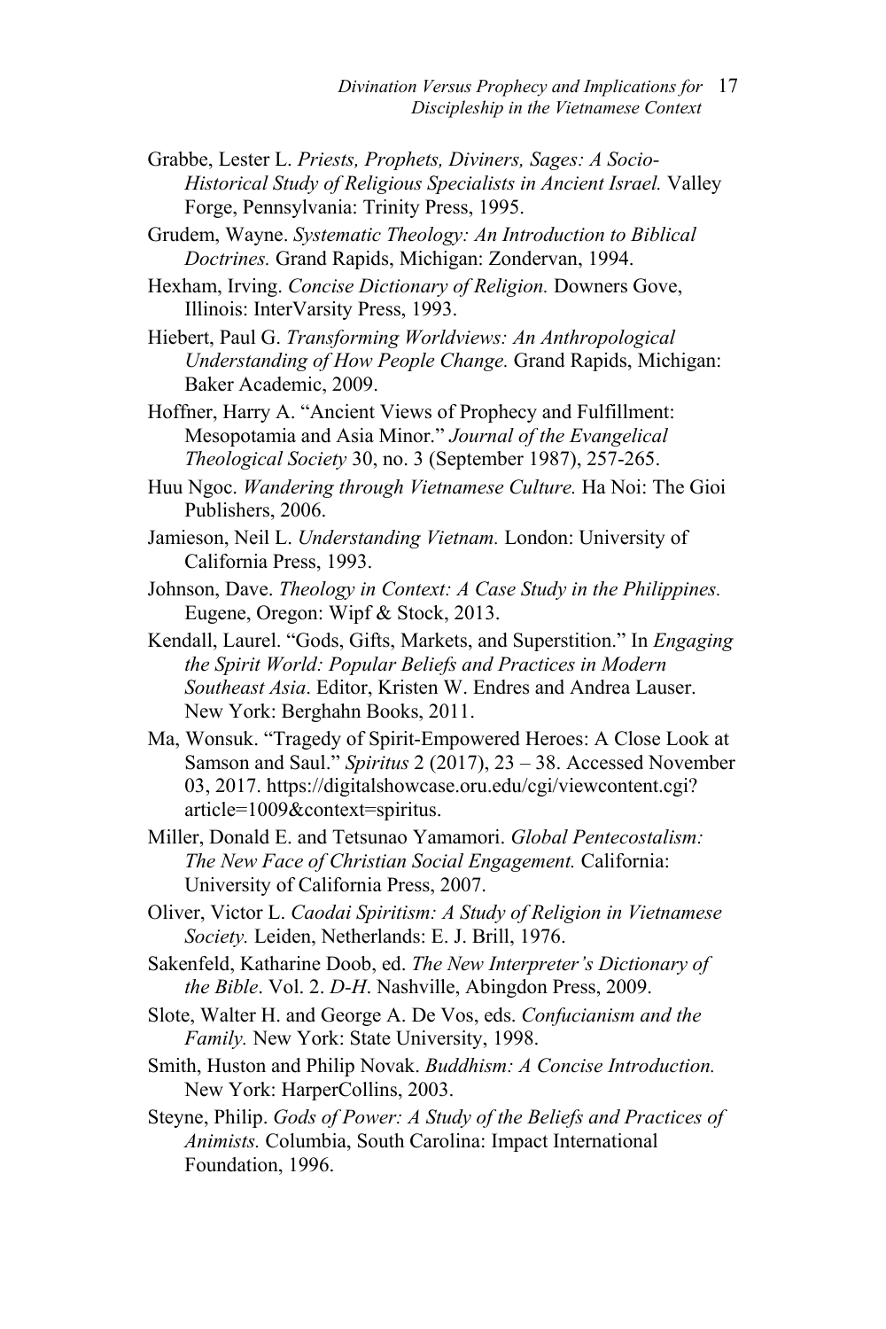Grabbe, Lester L. *Priests, Prophets, Diviners, Sages: A Socio-Historical Study of Religious Specialists in Ancient Israel.* Valley Forge, Pennsylvania: Trinity Press, 1995.

Grudem, Wayne. *Systematic Theology: An Introduction to Biblical Doctrines.* Grand Rapids, Michigan: Zondervan, 1994.

Hexham, Irving. *Concise Dictionary of Religion.* Downers Gove, Illinois: InterVarsity Press, 1993.

Hiebert, Paul G. *Transforming Worldviews: An Anthropological Understanding of How People Change.* Grand Rapids, Michigan: Baker Academic, 2009.

Hoffner, Harry A. "Ancient Views of Prophecy and Fulfillment: Mesopotamia and Asia Minor." *Journal of the Evangelical Theological Society* 30, no. 3 (September 1987), 257-265.

Huu Ngoc. *Wandering through Vietnamese Culture.* Ha Noi: The Gioi Publishers, 2006.

Jamieson, Neil L. *Understanding Vietnam.* London: University of California Press, 1993.

Johnson, Dave. *Theology in Context: A Case Study in the Philippines.* Eugene, Oregon: Wipf & Stock, 2013.

Kendall, Laurel. "Gods, Gifts, Markets, and Superstition." In *Engaging the Spirit World: Popular Beliefs and Practices in Modern Southeast Asia*. Editor, Kristen W. Endres and Andrea Lauser. New York: Berghahn Books, 2011.

Ma, Wonsuk. "Tragedy of Spirit-Empowered Heroes: A Close Look at Samson and Saul." *Spiritus* 2 (2017), 23 – 38. Accessed November 03, 2017. https://digitalshowcase.oru.edu/cgi/viewcontent.cgi?article=1009&context=spiritus.

Miller, Donald E. and Tetsunao Yamamori. *Global Pentecostalism: The New Face of Christian Social Engagement.* California: University of California Press, 2007.

Oliver, Victor L. *Caodai Spiritism: A Study of Religion in Vietnamese Society.* Leiden, Netherlands: E. J. Brill, 1976.

Sakenfeld, Katharine Doob, ed. *The New Interpreter's Dictionary of the Bible*. Vol. 2. *D-H*. Nashville, Abingdon Press, 2009.

Slote, Walter H. and George A. De Vos, eds. *Confucianism and the Family.* New York: State University, 1998.

Smith, Huston and Philip Novak. *Buddhism: A Concise Introduction.* New York: HarperCollins, 2003.

Steyne, Philip. *Gods of Power: A Study of the Beliefs and Practices of Animists.* Columbia, South Carolina: Impact International Foundation, 1996.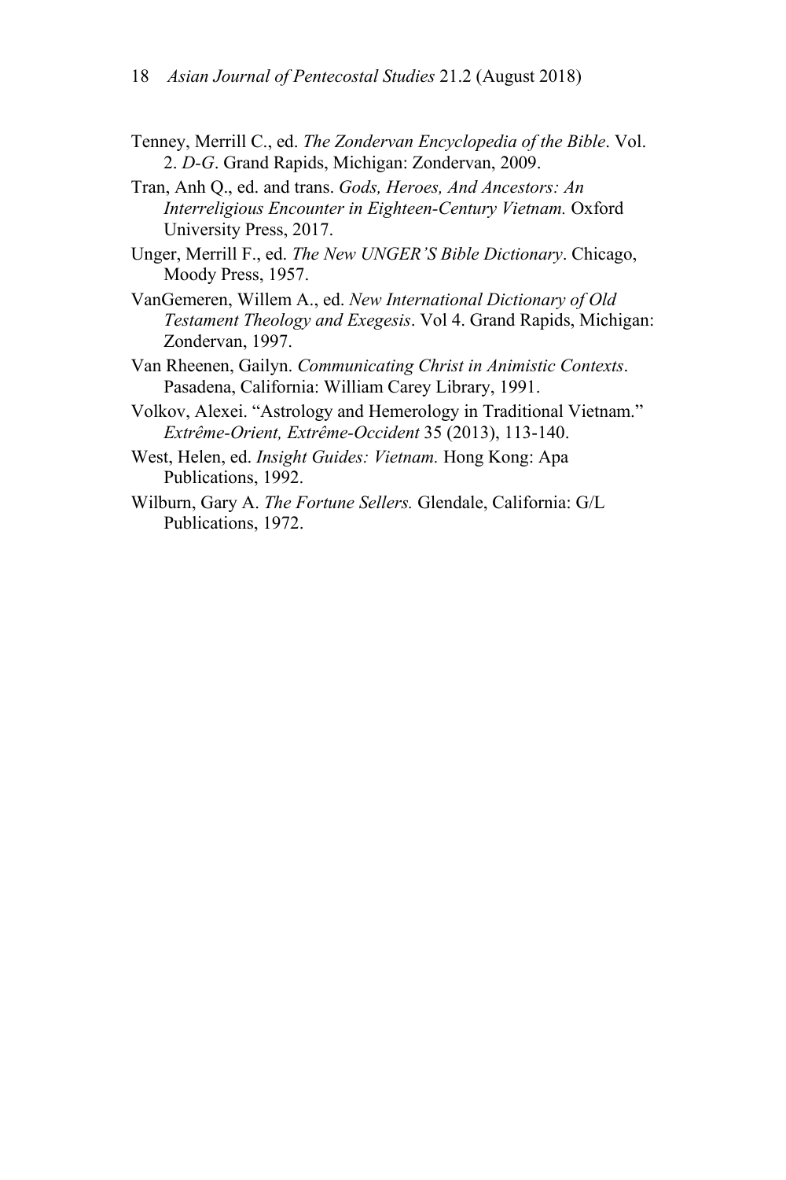Tenney, Merrill C., ed. *The Zondervan Encyclopedia of the Bible*. Vol. 2. *D-G*. Grand Rapids, Michigan: Zondervan, 2009.

Tran, Anh Q., ed. and trans. *Gods, Heroes, And Ancestors: An Interreligious Encounter in Eighteen-Century Vietnam.* Oxford University Press, 2017.

Unger, Merrill F., ed. *The New UNGER'S Bible Dictionary*. Chicago, Moody Press, 1957.

VanGemeren, Willem A., ed. *New International Dictionary of Old Testament Theology and Exegesis*. Vol 4. Grand Rapids, Michigan: Zondervan, 1997.

Van Rheenen, Gailyn. *Communicating Christ in Animistic Contexts*. Pasadena, California: William Carey Library, 1991.

Volkov, Alexei. "Astrology and Hemerology in Traditional Vietnam." *Extrême-Orient, Extrême-Occident* 35 (2013), 113-140.

West, Helen, ed. *Insight Guides: Vietnam.* Hong Kong: Apa Publications, 1992.

Wilburn, Gary A. *The Fortune Sellers.* Glendale, California: G/L Publications, 1972.